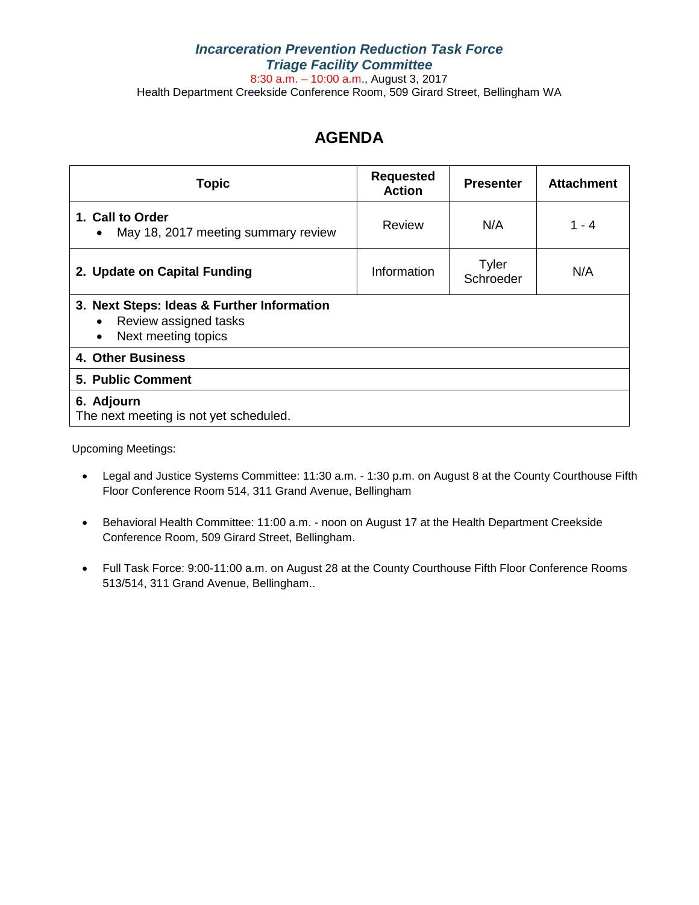***Incarceration Prevention Reduction Task Force***
***Triage Facility Committee***

8:30 a.m. – 10:00 a.m., August 3, 2017
Health Department Creekside Conference Room, 509 Girard Street, Bellingham WA

# AGENDA

| Topic | Requested Action | Presenter | Attachment |
|---|---|---|---|
| **1. Call to Order**<br>• May 18, 2017 meeting summary review | Review | N/A | 1 - 4 |
| **2. Update on Capital Funding** | Information | Tyler Schroeder | N/A |
| **3. Next Steps: Ideas & Further Information**<br>• Review assigned tasks<br>• Next meeting topics | | | |
| **4. Other Business** | | | |
| **5. Public Comment** | | | |
| **6. Adjourn**<br>The next meeting is not yet scheduled. | | | |

Upcoming Meetings:

- Legal and Justice Systems Committee: 11:30 a.m. - 1:30 p.m. on August 8 at the County Courthouse Fifth Floor Conference Room 514, 311 Grand Avenue, Bellingham
- Behavioral Health Committee: 11:00 a.m. - noon on August 17 at the Health Department Creekside Conference Room, 509 Girard Street, Bellingham.
- Full Task Force: 9:00-11:00 a.m. on August 28 at the County Courthouse Fifth Floor Conference Rooms 513/514, 311 Grand Avenue, Bellingham..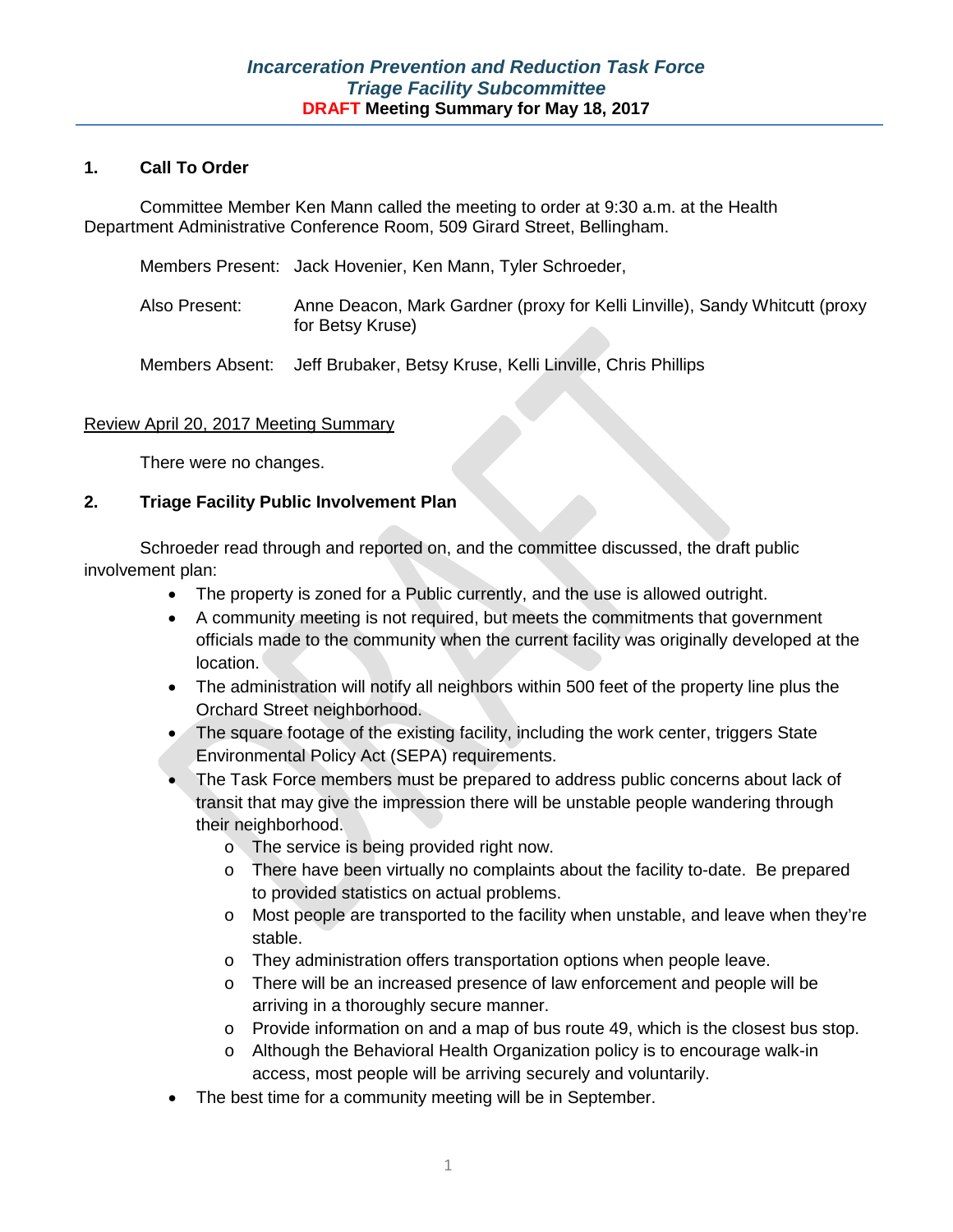### *Incarceration Prevention and Reduction Task Force*
### *Triage Facility Subcommittee*
### DRAFT Meeting Summary for May 18, 2017

**1. Call To Order**

Committee Member Ken Mann called the meeting to order at 9:30 a.m. at the Health Department Administrative Conference Room, 509 Girard Street, Bellingham.

Members Present: Jack Hovenier, Ken Mann, Tyler Schroeder,

Also Present: Anne Deacon, Mark Gardner (proxy for Kelli Linville), Sandy Whitcutt (proxy for Betsy Kruse)

Members Absent: Jeff Brubaker, Betsy Kruse, Kelli Linville, Chris Phillips

Review April 20, 2017 Meeting Summary

There were no changes.

**2. Triage Facility Public Involvement Plan**

Schroeder read through and reported on, and the committee discussed, the draft public involvement plan:

- The property is zoned for a Public currently, and the use is allowed outright.
- A community meeting is not required, but meets the commitments that government officials made to the community when the current facility was originally developed at the location.
- The administration will notify all neighbors within 500 feet of the property line plus the Orchard Street neighborhood.
- The square footage of the existing facility, including the work center, triggers State Environmental Policy Act (SEPA) requirements.
- The Task Force members must be prepared to address public concerns about lack of transit that may give the impression there will be unstable people wandering through their neighborhood.
  - The service is being provided right now.
  - There have been virtually no complaints about the facility to-date. Be prepared to provided statistics on actual problems.
  - Most people are transported to the facility when unstable, and leave when they're stable.
  - They administration offers transportation options when people leave.
  - There will be an increased presence of law enforcement and people will be arriving in a thoroughly secure manner.
  - Provide information on and a map of bus route 49, which is the closest bus stop.
  - Although the Behavioral Health Organization policy is to encourage walk-in access, most people will be arriving securely and voluntarily.
- The best time for a community meeting will be in September.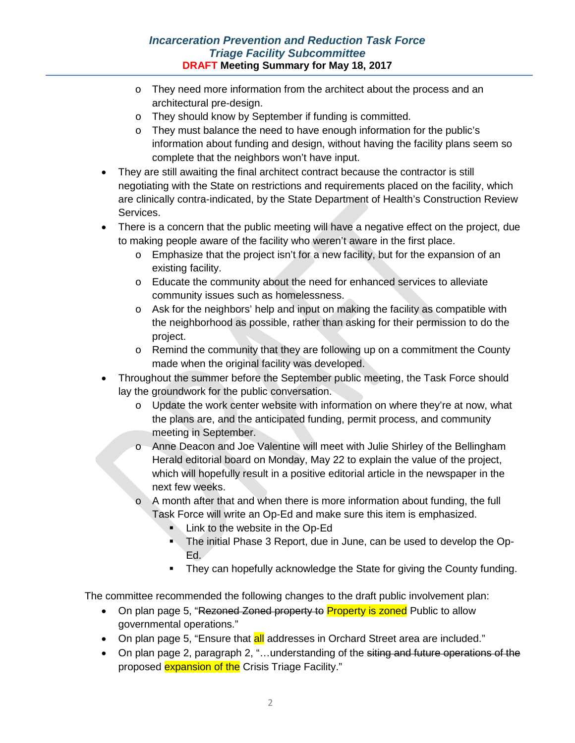- They need more information from the architect about the process and an architectural pre-design.
  - They should know by September if funding is committed.
  - They must balance the need to have enough information for the public's information about funding and design, without having the facility plans seem so complete that the neighbors won't have input.
- They are still awaiting the final architect contract because the contractor is still negotiating with the State on restrictions and requirements placed on the facility, which are clinically contra-indicated, by the State Department of Health's Construction Review Services.
- There is a concern that the public meeting will have a negative effect on the project, due to making people aware of the facility who weren't aware in the first place.
  - Emphasize that the project isn't for a new facility, but for the expansion of an existing facility.
  - Educate the community about the need for enhanced services to alleviate community issues such as homelessness.
  - Ask for the neighbors' help and input on making the facility as compatible with the neighborhood as possible, rather than asking for their permission to do the project.
  - Remind the community that they are following up on a commitment the County made when the original facility was developed.
- Throughout the summer before the September public meeting, the Task Force should lay the groundwork for the public conversation.
  - Update the work center website with information on where they're at now, what the plans are, and the anticipated funding, permit process, and community meeting in September.
  - Anne Deacon and Joe Valentine will meet with Julie Shirley of the Bellingham Herald editorial board on Monday, May 22 to explain the value of the project, which will hopefully result in a positive editorial article in the newspaper in the next few weeks.
  - A month after that and when there is more information about funding, the full Task Force will write an Op-Ed and make sure this item is emphasized.
    - Link to the website in the Op-Ed
    - The initial Phase 3 Report, due in June, can be used to develop the Op-Ed.
    - They can hopefully acknowledge the State for giving the County funding.

The committee recommended the following changes to the draft public involvement plan:

- On plan page 5, "~~Rezoned Zoned property to~~ Property is zoned Public to allow governmental operations."
- On plan page 5, "Ensure that all addresses in Orchard Street area are included."
- On plan page 2, paragraph 2, "…understanding of the ~~siting and future operations of the~~ proposed expansion of the Crisis Triage Facility."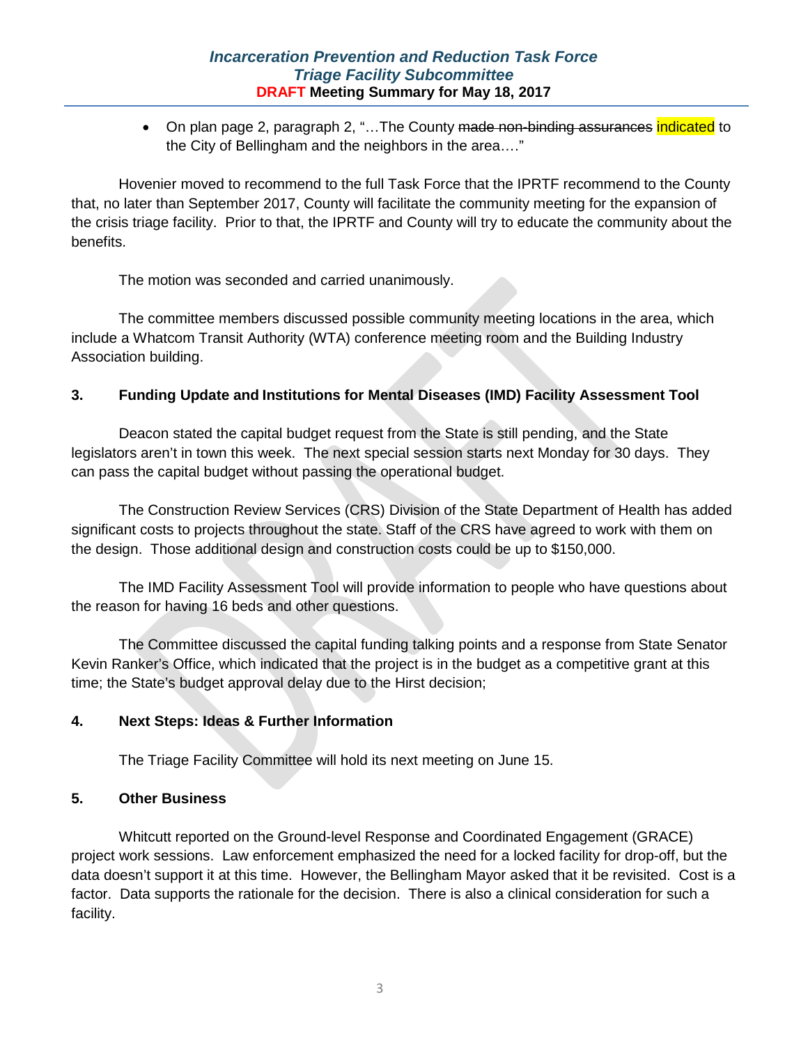- On plan page 2, paragraph 2, "…The County ~~made non-binding assurances~~ indicated to the City of Bellingham and the neighbors in the area…."

Hovenier moved to recommend to the full Task Force that the IPRTF recommend to the County that, no later than September 2017, County will facilitate the community meeting for the expansion of the crisis triage facility. Prior to that, the IPRTF and County will try to educate the community about the benefits.

The motion was seconded and carried unanimously.

The committee members discussed possible community meeting locations in the area, which include a Whatcom Transit Authority (WTA) conference meeting room and the Building Industry Association building.

## 3. Funding Update and Institutions for Mental Diseases (IMD) Facility Assessment Tool

Deacon stated the capital budget request from the State is still pending, and the State legislators aren't in town this week. The next special session starts next Monday for 30 days. They can pass the capital budget without passing the operational budget.

The Construction Review Services (CRS) Division of the State Department of Health has added significant costs to projects throughout the state. Staff of the CRS have agreed to work with them on the design. Those additional design and construction costs could be up to $150,000.

The IMD Facility Assessment Tool will provide information to people who have questions about the reason for having 16 beds and other questions.

The Committee discussed the capital funding talking points and a response from State Senator Kevin Ranker's Office, which indicated that the project is in the budget as a competitive grant at this time; the State's budget approval delay due to the Hirst decision;

## 4. Next Steps: Ideas & Further Information

The Triage Facility Committee will hold its next meeting on June 15.

## 5. Other Business

Whitcutt reported on the Ground-level Response and Coordinated Engagement (GRACE) project work sessions. Law enforcement emphasized the need for a locked facility for drop-off, but the data doesn't support it at this time. However, the Bellingham Mayor asked that it be revisited. Cost is a factor. Data supports the rationale for the decision. There is also a clinical consideration for such a facility.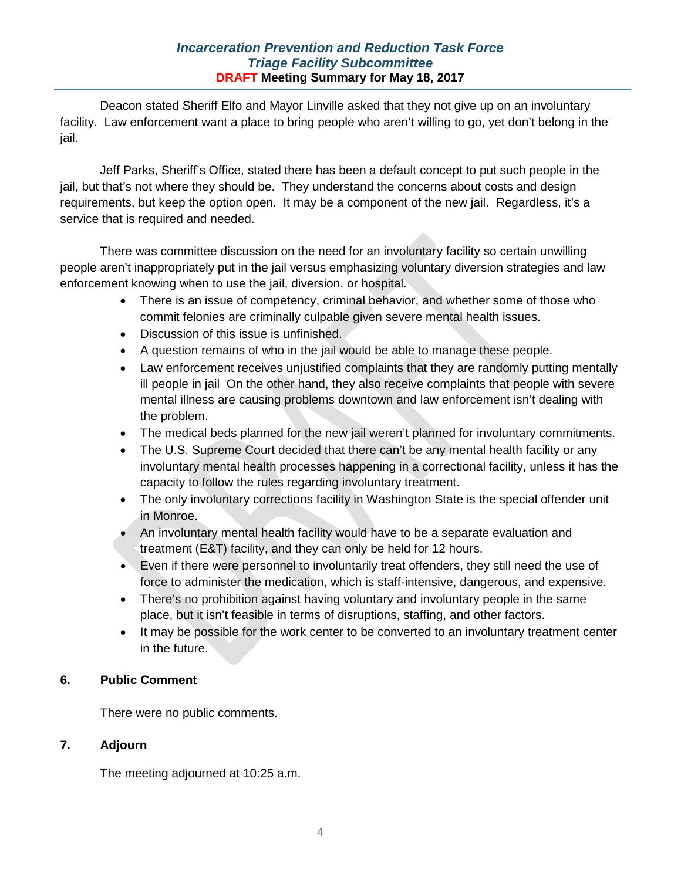Deacon stated Sheriff Elfo and Mayor Linville asked that they not give up on an involuntary facility. Law enforcement want a place to bring people who aren't willing to go, yet don't belong in the jail.

Jeff Parks, Sheriff's Office, stated there has been a default concept to put such people in the jail, but that's not where they should be. They understand the concerns about costs and design requirements, but keep the option open. It may be a component of the new jail. Regardless, it's a service that is required and needed.

There was committee discussion on the need for an involuntary facility so certain unwilling people aren't inappropriately put in the jail versus emphasizing voluntary diversion strategies and law enforcement knowing when to use the jail, diversion, or hospital.

- There is an issue of competency, criminal behavior, and whether some of those who commit felonies are criminally culpable given severe mental health issues.
- Discussion of this issue is unfinished.
- A question remains of who in the jail would be able to manage these people.
- Law enforcement receives unjustified complaints that they are randomly putting mentally ill people in jail On the other hand, they also receive complaints that people with severe mental illness are causing problems downtown and law enforcement isn't dealing with the problem.
- The medical beds planned for the new jail weren't planned for involuntary commitments.
- The U.S. Supreme Court decided that there can't be any mental health facility or any involuntary mental health processes happening in a correctional facility, unless it has the capacity to follow the rules regarding involuntary treatment.
- The only involuntary corrections facility in Washington State is the special offender unit in Monroe.
- An involuntary mental health facility would have to be a separate evaluation and treatment (E&T) facility, and they can only be held for 12 hours.
- Even if there were personnel to involuntarily treat offenders, they still need the use of force to administer the medication, which is staff-intensive, dangerous, and expensive.
- There's no prohibition against having voluntary and involuntary people in the same place, but it isn't feasible in terms of disruptions, staffing, and other factors.
- It may be possible for the work center to be converted to an involuntary treatment center in the future.

## 6. Public Comment

There were no public comments.

## 7. Adjourn

The meeting adjourned at 10:25 a.m.